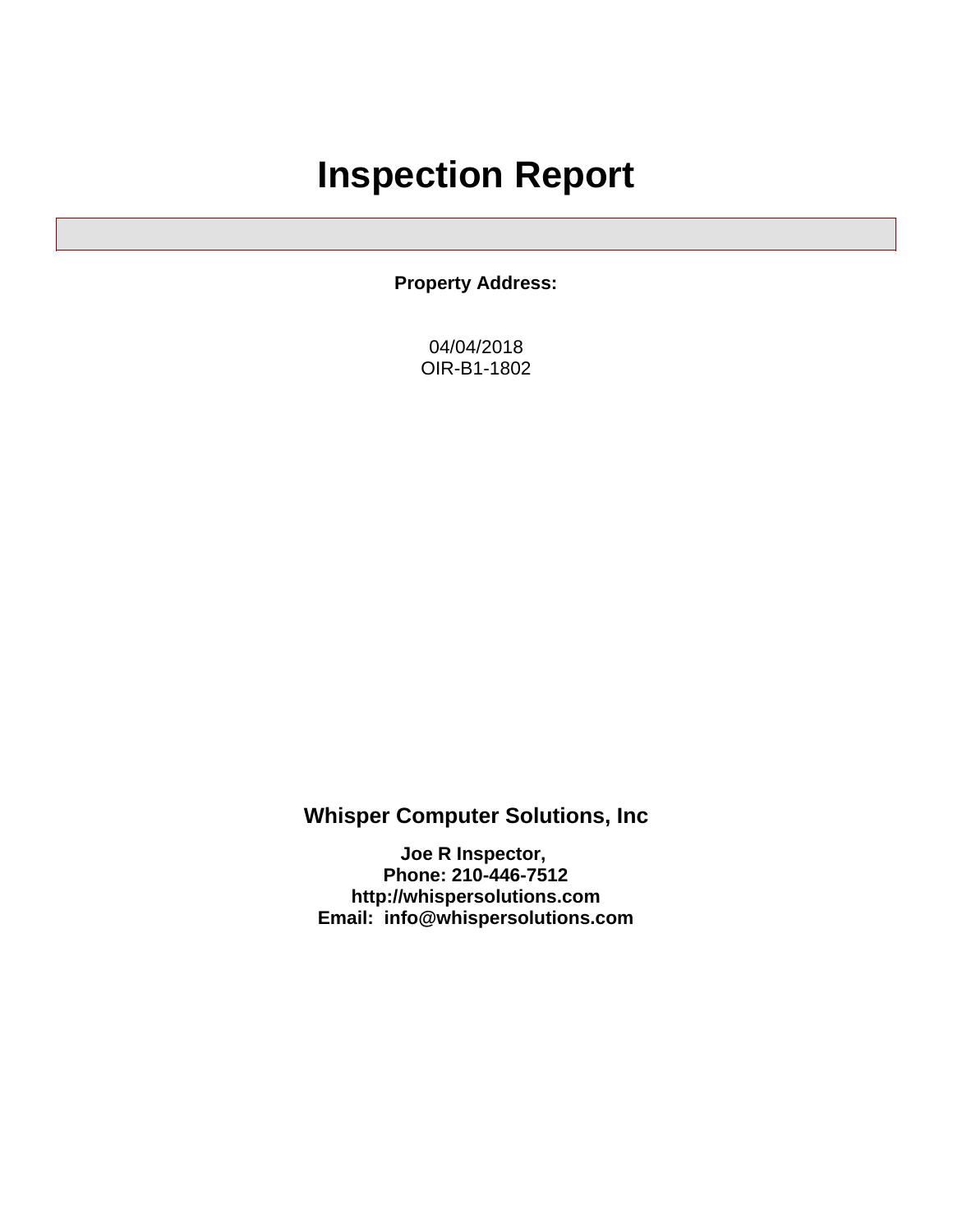# Inspection Report

**Property Address:**

04/04/2018
OIR-B1-1802

## Whisper Computer Solutions, Inc

**Joe R Inspector,**
**Phone: 210-446-7512**
**http://whispersolutions.com**
**Email: info@whispersolutions.com**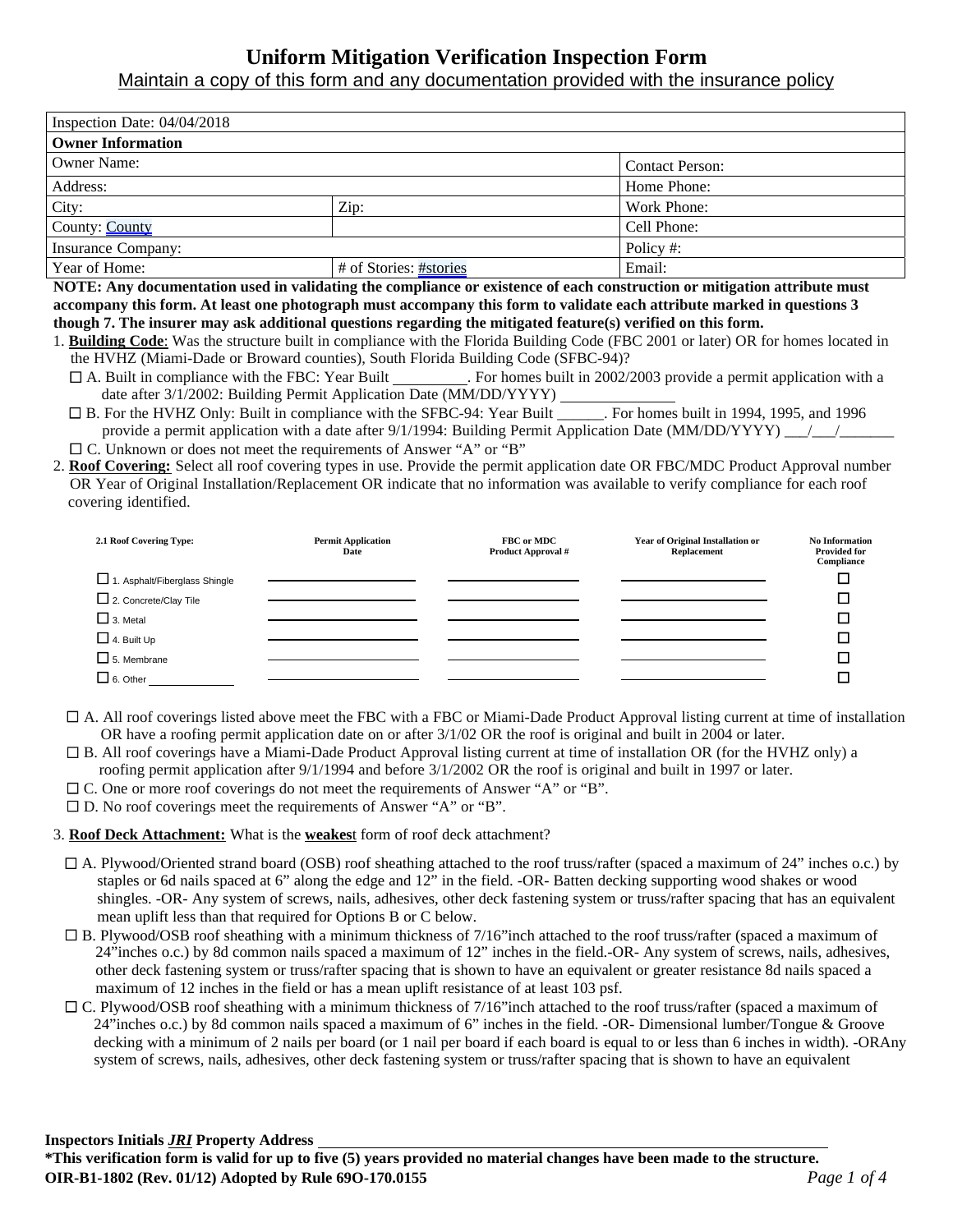# Uniform Mitigation Verification Inspection Form

Maintain a copy of this form and any documentation provided with the insurance policy

| Inspection Date: 04/04/2018 | | |
|---|---|---|
| **Owner Information** | | |
| Owner Name: | | Contact Person: |
| Address: | | Home Phone: |
| City: | Zip: | Work Phone: |
| County: County | | Cell Phone: |
| Insurance Company: | | Policy #: |
| Year of Home: | # of Stories: #stories | Email: |

**NOTE: Any documentation used in validating the compliance or existence of each construction or mitigation attribute must accompany this form. At least one photograph must accompany this form to validate each attribute marked in questions 3 though 7. The insurer may ask additional questions regarding the mitigated feature(s) verified on this form.**

1. **Building Code**: Was the structure built in compliance with the Florida Building Code (FBC 2001 or later) OR for homes located in the HVHZ (Miami-Dade or Broward counties), South Florida Building Code (SFBC-94)?
   - ☐ A. Built in compliance with the FBC: Year Built _________. For homes built in 2002/2003 provide a permit application with a date after 3/1/2002: Building Permit Application Date (MM/DD/YYYY) _______________
   - ☐ B. For the HVHZ Only: Built in compliance with the SFBC-94: Year Built ______. For homes built in 1994, 1995, and 1996 provide a permit application with a date after 9/1/1994: Building Permit Application Date (MM/DD/YYYY) ___/___/_______
   - ☐ C. Unknown or does not meet the requirements of Answer "A" or "B"

2. **Roof Covering:** Select all roof covering types in use. Provide the permit application date OR FBC/MDC Product Approval number OR Year of Original Installation/Replacement OR indicate that no information was available to verify compliance for each roof covering identified.

| 2.1 Roof Covering Type: | Permit Application Date | FBC or MDC Product Approval # | Year of Original Installation or Replacement | No Information Provided for Compliance |
|---|---|---|---|---|
| ☐ 1. Asphalt/Fiberglass Shingle | | | | ☐ |
| ☐ 2. Concrete/Clay Tile | | | | ☐ |
| ☐ 3. Metal | | | | ☐ |
| ☐ 4. Built Up | | | | ☐ |
| ☐ 5. Membrane | | | | ☐ |
| ☐ 6. Other _____________ | | | | ☐ |

- ☐ A. All roof coverings listed above meet the FBC with a FBC or Miami-Dade Product Approval listing current at time of installation OR have a roofing permit application date on or after 3/1/02 OR the roof is original and built in 2004 or later.
- ☐ B. All roof coverings have a Miami-Dade Product Approval listing current at time of installation OR (for the HVHZ only) a roofing permit application after 9/1/1994 and before 3/1/2002 OR the roof is original and built in 1997 or later.
- ☐ C. One or more roof coverings do not meet the requirements of Answer "A" or "B".
- ☐ D. No roof coverings meet the requirements of Answer "A" or "B".

3. **Roof Deck Attachment:** What is the **weakes**t form of roof deck attachment?
   - ☐ A. Plywood/Oriented strand board (OSB) roof sheathing attached to the roof truss/rafter (spaced a maximum of 24" inches o.c.) by staples or 6d nails spaced at 6" along the edge and 12" in the field. -OR- Batten decking supporting wood shakes or wood shingles. -OR- Any system of screws, nails, adhesives, other deck fastening system or truss/rafter spacing that has an equivalent mean uplift less than that required for Options B or C below.
   - ☐ B. Plywood/OSB roof sheathing with a minimum thickness of 7/16"inch attached to the roof truss/rafter (spaced a maximum of 24"inches o.c.) by 8d common nails spaced a maximum of 12" inches in the field.-OR- Any system of screws, nails, adhesives, other deck fastening system or truss/rafter spacing that is shown to have an equivalent or greater resistance 8d nails spaced a maximum of 12 inches in the field or has a mean uplift resistance of at least 103 psf.
   - ☐ C. Plywood/OSB roof sheathing with a minimum thickness of 7/16"inch attached to the roof truss/rafter (spaced a maximum of 24"inches o.c.) by 8d common nails spaced a maximum of 6" inches in the field. -OR- Dimensional lumber/Tongue & Groove decking with a minimum of 2 nails per board (or 1 nail per board if each board is equal to or less than 6 inches in width). -ORAny system of screws, nails, adhesives, other deck fastening system or truss/rafter spacing that is shown to have an equivalent

**Inspectors Initials** ***JRI*** **Property Address** ____________________

**\*This verification form is valid for up to five (5) years provided no material changes have been made to the structure.**

**OIR-B1-1802 (Rev. 01/12) Adopted by Rule 69O-170.0155**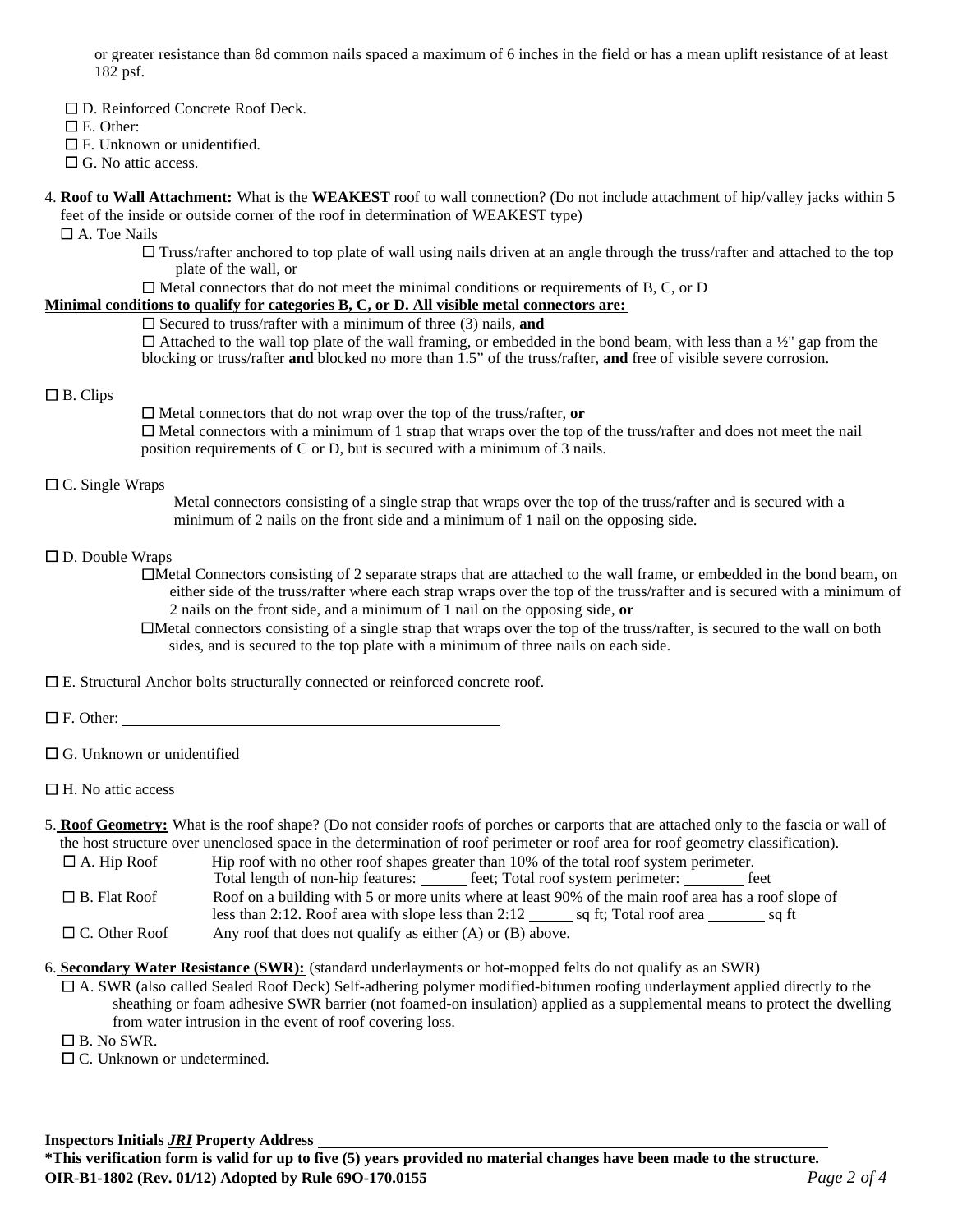or greater resistance than 8d common nails spaced a maximum of 6 inches in the field or has a mean uplift resistance of at least 182 psf.

☐ D. Reinforced Concrete Roof Deck.
☐ E. Other:
☐ F. Unknown or unidentified.
☐ G. No attic access.

4. **Roof to Wall Attachment:** What is the **WEAKEST** roof to wall connection? (Do not include attachment of hip/valley jacks within 5 feet of the inside or outside corner of the roof in determination of WEAKEST type)

☐ A. Toe Nails

☐ Truss/rafter anchored to top plate of wall using nails driven at an angle through the truss/rafter and attached to the top plate of the wall, or

☐ Metal connectors that do not meet the minimal conditions or requirements of B, C, or D

**Minimal conditions to qualify for categories B, C, or D. All visible metal connectors are:**

☐ Secured to truss/rafter with a minimum of three (3) nails, **and**

☐ Attached to the wall top plate of the wall framing, or embedded in the bond beam, with less than a ½" gap from the blocking or truss/rafter **and** blocked no more than 1.5" of the truss/rafter, **and** free of visible severe corrosion.

☐ B. Clips

☐ Metal connectors that do not wrap over the top of the truss/rafter, **or**

☐ Metal connectors with a minimum of 1 strap that wraps over the top of the truss/rafter and does not meet the nail position requirements of C or D, but is secured with a minimum of 3 nails.

☐ C. Single Wraps

Metal connectors consisting of a single strap that wraps over the top of the truss/rafter and is secured with a minimum of 2 nails on the front side and a minimum of 1 nail on the opposing side.

☐ D. Double Wraps

☐Metal Connectors consisting of 2 separate straps that are attached to the wall frame, or embedded in the bond beam, on either side of the truss/rafter where each strap wraps over the top of the truss/rafter and is secured with a minimum of 2 nails on the front side, and a minimum of 1 nail on the opposing side, **or**

☐Metal connectors consisting of a single strap that wraps over the top of the truss/rafter, is secured to the wall on both sides, and is secured to the top plate with a minimum of three nails on each side.

☐ E. Structural Anchor bolts structurally connected or reinforced concrete roof.

☐ F. Other: ______________________________

☐ G. Unknown or unidentified

☐ H. No attic access

5. **Roof Geometry:** What is the roof shape? (Do not consider roofs of porches or carports that are attached only to the fascia or wall of the host structure over unenclosed space in the determination of roof perimeter or roof area for roof geometry classification).

☐ A. Hip Roof — Hip roof with no other roof shapes greater than 10% of the total roof system perimeter.
Total length of non-hip features: ______ feet; Total roof system perimeter: ________ feet

☐ B. Flat Roof — Roof on a building with 5 or more units where at least 90% of the main roof area has a roof slope of less than 2:12. Roof area with slope less than 2:12 ______ sq ft; Total roof area ________ sq ft

☐ C. Other Roof — Any roof that does not qualify as either (A) or (B) above.

6. **Secondary Water Resistance (SWR):** (standard underlayments or hot-mopped felts do not qualify as an SWR)

☐ A. SWR (also called Sealed Roof Deck) Self-adhering polymer modified-bitumen roofing underlayment applied directly to the sheathing or foam adhesive SWR barrier (not foamed-on insulation) applied as a supplemental means to protect the dwelling from water intrusion in the event of roof covering loss.

☐ B. No SWR.

☐ C. Unknown or undetermined.

**Inspectors Initials** ***JRI*** **Property Address** ______________________________

**\*This verification form is valid for up to five (5) years provided no material changes have been made to the structure.**

**OIR-B1-1802 (Rev. 01/12) Adopted by Rule 69O-170.0155**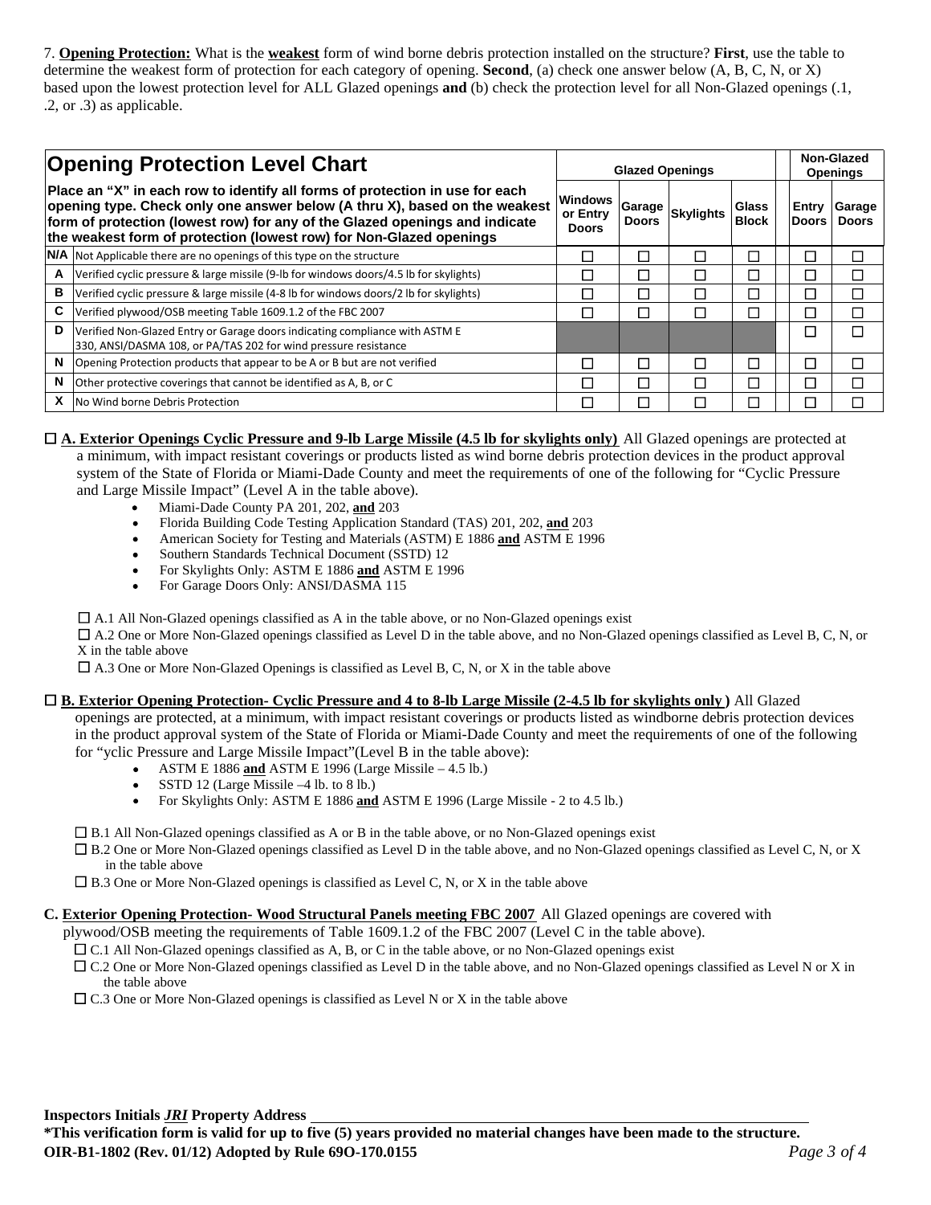7. **Opening Protection:** What is the **weakest** form of wind borne debris protection installed on the structure? **First**, use the table to determine the weakest form of protection for each category of opening. **Second**, (a) check one answer below (A, B, C, N, or X) based upon the lowest protection level for ALL Glazed openings **and** (b) check the protection level for all Non-Glazed openings (.1, .2, or .3) as applicable.

| **Opening Protection Level Chart** | | **Glazed Openings** | | | | **Non-Glazed Openings** | |
|---|---|---|---|---|---|---|---|
| **Place an "X" in each row to identify all forms of protection in use for each opening type. Check only one answer below (A thru X), based on the weakest form of protection (lowest row) for any of the Glazed openings and indicate the weakest form of protection (lowest row) for Non-Glazed openings** | | **Windows or Entry Doors** | **Garage Doors** | **Skylights** | **Glass Block** | **Entry Doors** | **Garage Doors** |
| **N/A** | Not Applicable there are no openings of this type on the structure | ☐ | ☐ | ☐ | ☐ | ☐ | ☐ |
| **A** | Verified cyclic pressure & large missile (9-lb for windows doors/4.5 lb for skylights) | ☐ | ☐ | ☐ | ☐ | ☐ | ☐ |
| **B** | Verified cyclic pressure & large missile (4-8 lb for windows doors/2 lb for skylights) | ☐ | ☐ | ☐ | ☐ | ☐ | ☐ |
| **C** | Verified plywood/OSB meeting Table 1609.1.2 of the FBC 2007 | ☐ | ☐ | ☐ | ☐ | ☐ | ☐ |
| **D** | Verified Non-Glazed Entry or Garage doors indicating compliance with ASTM E 330, ANSI/DASMA 108, or PA/TAS 202 for wind pressure resistance | | | | | ☐ | ☐ |
| **N** | Opening Protection products that appear to be A or B but are not verified | ☐ | ☐ | ☐ | ☐ | ☐ | ☐ |
| **N** | Other protective coverings that cannot be identified as A, B, or C | ☐ | ☐ | ☐ | ☐ | ☐ | ☐ |
| **X** | No Wind borne Debris Protection | ☐ | ☐ | ☐ | ☐ | ☐ | ☐ |

☐ **A. Exterior Openings Cyclic Pressure and 9-lb Large Missile (4.5 lb for skylights only)** All Glazed openings are protected at a minimum, with impact resistant coverings or products listed as wind borne debris protection devices in the product approval system of the State of Florida or Miami-Dade County and meet the requirements of one of the following for "Cyclic Pressure and Large Missile Impact" (Level A in the table above).

- Miami-Dade County PA 201, 202, **and** 203
- Florida Building Code Testing Application Standard (TAS) 201, 202, **and** 203
- American Society for Testing and Materials (ASTM) E 1886 **and** ASTM E 1996
- Southern Standards Technical Document (SSTD) 12
- For Skylights Only: ASTM E 1886 **and** ASTM E 1996
- For Garage Doors Only: ANSI/DASMA 115

☐ A.1 All Non-Glazed openings classified as A in the table above, or no Non-Glazed openings exist

☐ A.2 One or More Non-Glazed openings classified as Level D in the table above, and no Non-Glazed openings classified as Level B, C, N, or X in the table above

☐ A.3 One or More Non-Glazed Openings is classified as Level B, C, N, or X in the table above

☐ **B. Exterior Opening Protection- Cyclic Pressure and 4 to 8-lb Large Missile (2-4.5 lb for skylights only )** All Glazed openings are protected, at a minimum, with impact resistant coverings or products listed as windborne debris protection devices in the product approval system of the State of Florida or Miami-Dade County and meet the requirements of one of the following for "yclic Pressure and Large Missile Impact"(Level B in the table above):

- ASTM E 1886 **and** ASTM E 1996 (Large Missile – 4.5 lb.)
- SSTD 12 (Large Missile –4 lb. to 8 lb.)
- For Skylights Only: ASTM E 1886 **and** ASTM E 1996 (Large Missile - 2 to 4.5 lb.)

☐ B.1 All Non-Glazed openings classified as A or B in the table above, or no Non-Glazed openings exist

☐ B.2 One or More Non-Glazed openings classified as Level D in the table above, and no Non-Glazed openings classified as Level C, N, or X in the table above

☐ B.3 One or More Non-Glazed openings is classified as Level C, N, or X in the table above

**C. Exterior Opening Protection- Wood Structural Panels meeting FBC 2007** All Glazed openings are covered with plywood/OSB meeting the requirements of Table 1609.1.2 of the FBC 2007 (Level C in the table above).

☐ C.1 All Non-Glazed openings classified as A, B, or C in the table above, or no Non-Glazed openings exist

☐ C.2 One or More Non-Glazed openings classified as Level D in the table above, and no Non-Glazed openings classified as Level N or X in the table above

☐ C.3 One or More Non-Glazed openings is classified as Level N or X in the table above

**Inspectors Initials** ***JRI*** **Property Address** \_\_\_\_\_\_\_\_\_\_\_\_\_\_\_\_\_\_\_\_\_\_\_\_\_\_\_\_\_\_\_\_\_\_\_\_\_\_\_\_

**\*This verification form is valid for up to five (5) years provided no material changes have been made to the structure.**

**OIR-B1-1802 (Rev. 01/12) Adopted by Rule 69O-170.0155**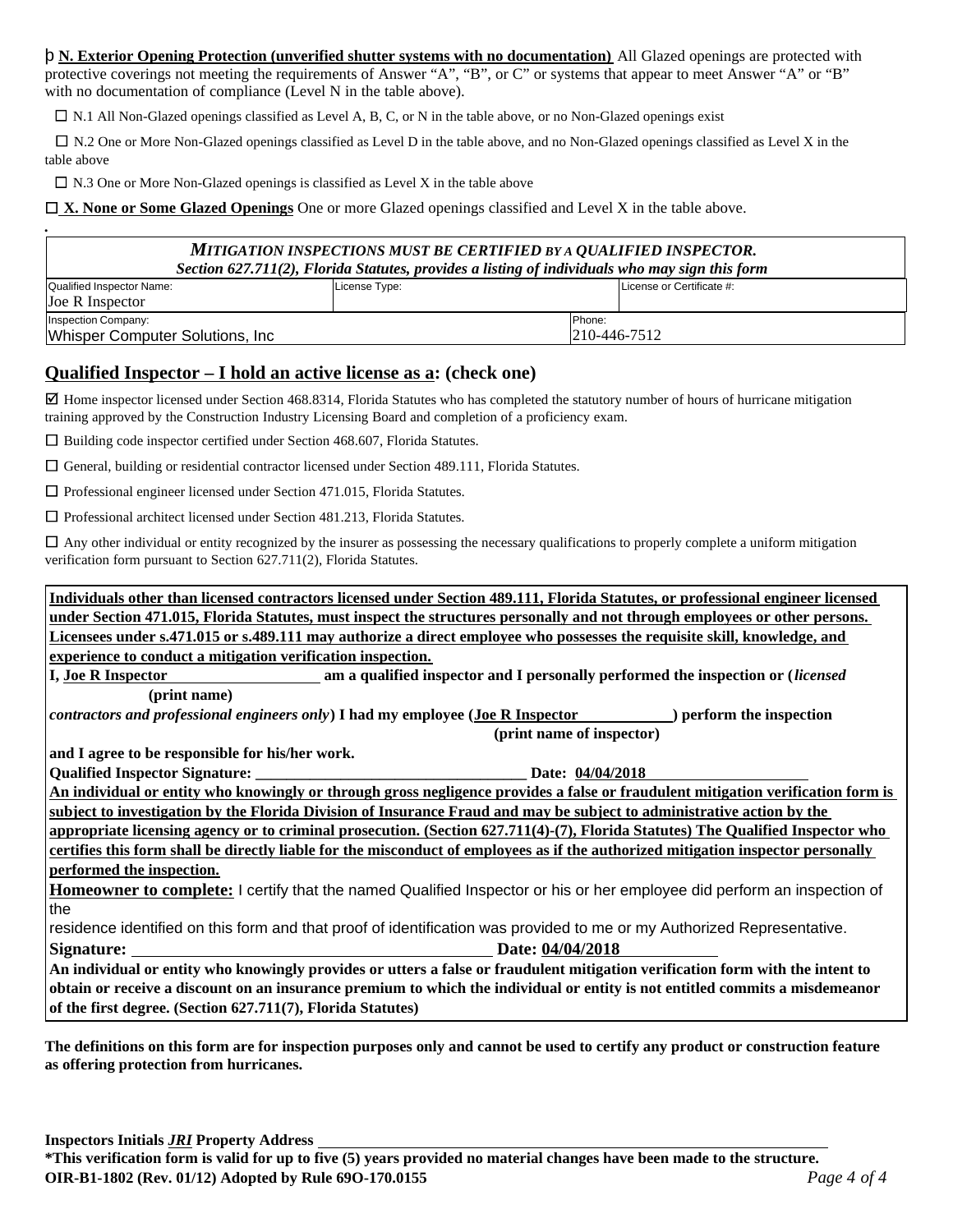þ **N. Exterior Opening Protection (unverified shutter systems with no documentation)** All Glazed openings are protected with protective coverings not meeting the requirements of Answer "A", "B", or C" or systems that appear to meet Answer "A" or "B" with no documentation of compliance (Level N in the table above).

☐ N.1 All Non-Glazed openings classified as Level A, B, C, or N in the table above, or no Non-Glazed openings exist

☐ N.2 One or More Non-Glazed openings classified as Level D in the table above, and no Non-Glazed openings classified as Level X in the table above

☐ N.3 One or More Non-Glazed openings is classified as Level X in the table above

☐ **X. None or Some Glazed Openings** One or more Glazed openings classified and Level X in the table above.

| ***MITIGATION INSPECTIONS MUST BE CERTIFIED BY A QUALIFIED INSPECTOR.*** ***Section 627.711(2), Florida Statutes, provides a listing of individuals who may sign this form*** | | |
|---|---|---|
| Qualified Inspector Name: Joe R Inspector | License Type: | License or Certificate #: |
| Inspection Company: Whisper Computer Solutions, Inc | | Phone: 210-446-7512 |

## Qualified Inspector – I hold an active license as a: (check one)

☑ Home inspector licensed under Section 468.8314, Florida Statutes who has completed the statutory number of hours of hurricane mitigation training approved by the Construction Industry Licensing Board and completion of a proficiency exam.

☐ Building code inspector certified under Section 468.607, Florida Statutes.

☐ General, building or residential contractor licensed under Section 489.111, Florida Statutes.

☐ Professional engineer licensed under Section 471.015, Florida Statutes.

☐ Professional architect licensed under Section 481.213, Florida Statutes.

☐ Any other individual or entity recognized by the insurer as possessing the necessary qualifications to properly complete a uniform mitigation verification form pursuant to Section 627.711(2), Florida Statutes.

**Individuals other than licensed contractors licensed under Section 489.111, Florida Statutes, or professional engineer licensed under Section 471.015, Florida Statutes, must inspect the structures personally and not through employees or other persons. Licensees under s.471.015 or s.489.111 may authorize a direct employee who possesses the requisite skill, knowledge, and experience to conduct a mitigation verification inspection.**

**I, Joe R Inspector am a qualified inspector and I personally performed the inspection or (*licensed***
**(print name)**
***contractors and professional engineers only*) I had my employee (Joe R Inspector) perform the inspection**
**(print name of inspector)**
**and I agree to be responsible for his/her work.**

**Qualified Inspector Signature: ___________________ Date: 04/04/2018**

**An individual or entity who knowingly or through gross negligence provides a false or fraudulent mitigation verification form is subject to investigation by the Florida Division of Insurance Fraud and may be subject to administrative action by the appropriate licensing agency or to criminal prosecution. (Section 627.711(4)-(7), Florida Statutes) The Qualified Inspector who certifies this form shall be directly liable for the misconduct of employees as if the authorized mitigation inspector personally performed the inspection.**

**Homeowner to complete:** I certify that the named Qualified Inspector or his or her employee did perform an inspection of the residence identified on this form and that proof of identification was provided to me or my Authorized Representative.

**Signature: ___________________ Date: 04/04/2018**

**An individual or entity who knowingly provides or utters a false or fraudulent mitigation verification form with the intent to obtain or receive a discount on an insurance premium to which the individual or entity is not entitled commits a misdemeanor of the first degree. (Section 627.711(7), Florida Statutes)**

**The definitions on this form are for inspection purposes only and cannot be used to certify any product or construction feature as offering protection from hurricanes.**

**Inspectors Initials *JRI* Property Address ___________________**

**\*This verification form is valid for up to five (5) years provided no material changes have been made to the structure.**

**OIR-B1-1802 (Rev. 01/12) Adopted by Rule 69O-170.0155**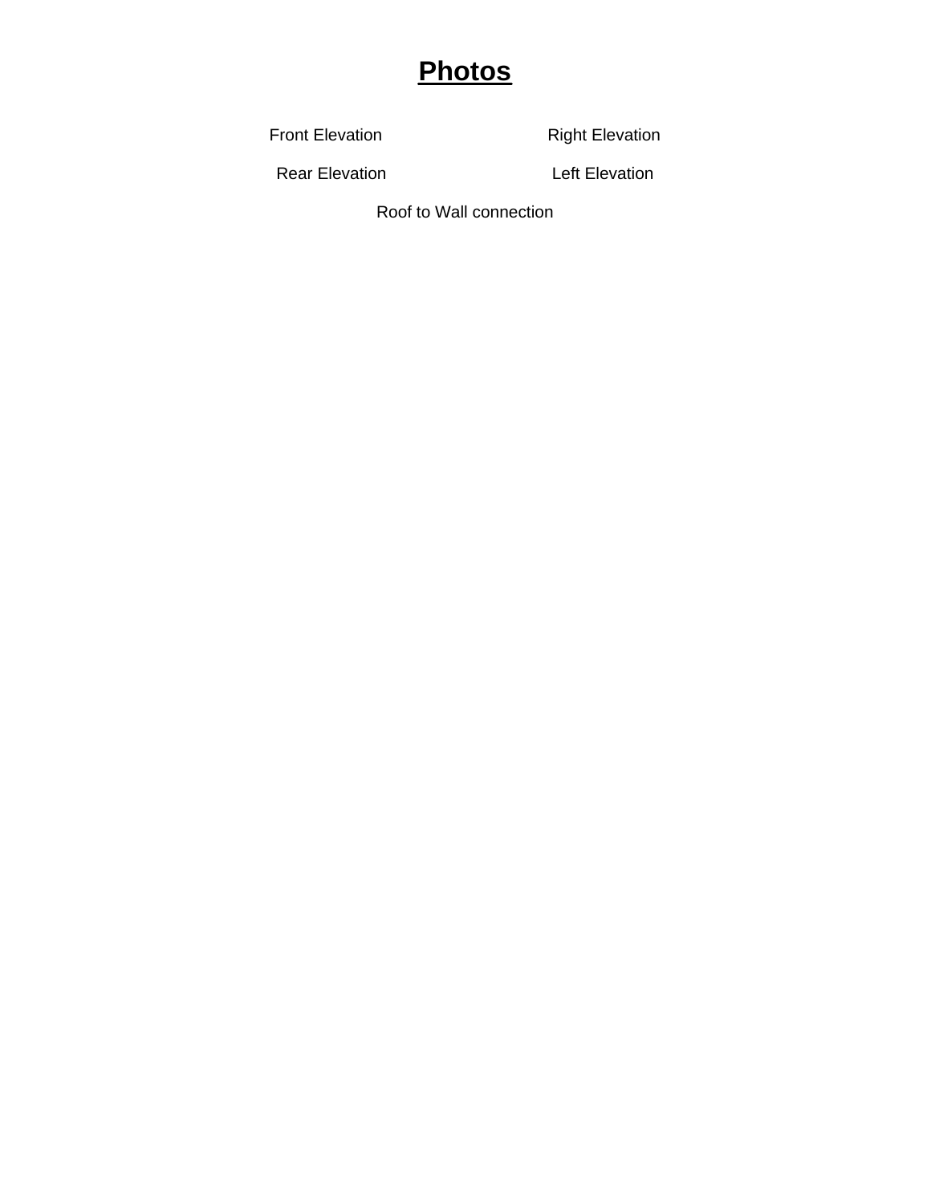# **Photos**

Front Elevation

Right Elevation

Rear Elevation

Left Elevation

Roof to Wall connection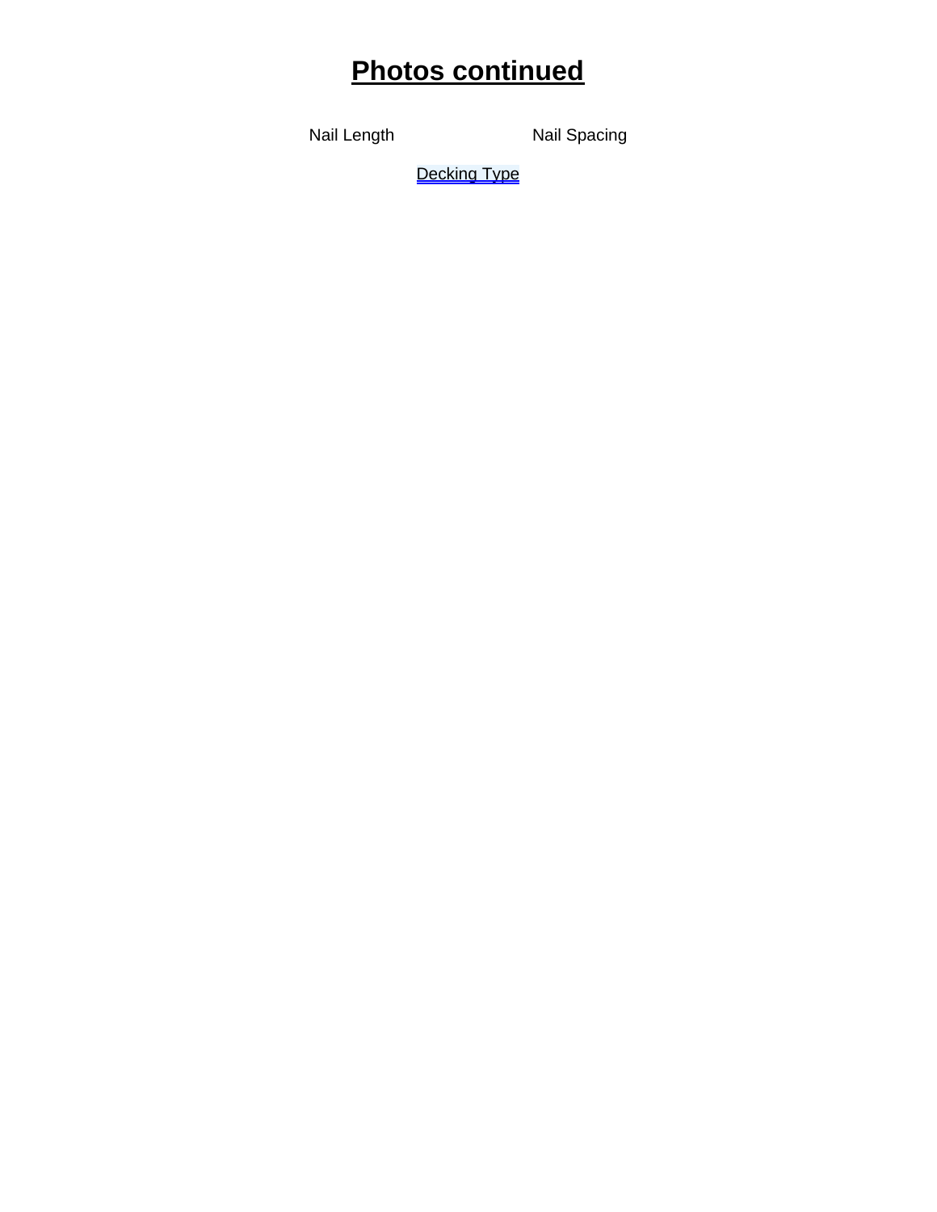# Photos continued

Nail Length

Nail Spacing

Decking Type